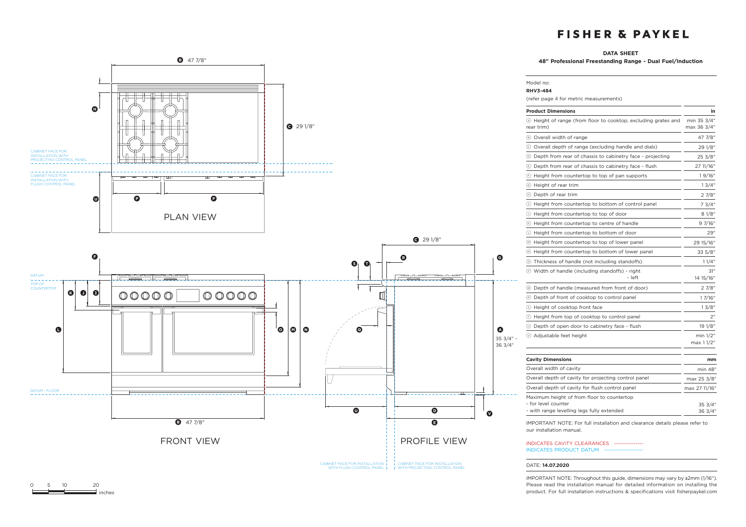# FISHER & PAYKEL

## DATA SHEET

**48" Professional Freestanding Range - Dual Fuel/Induction**

Model no:

**RHV3-484**

(refer page 4 for metric measurements)

| Product Dimensions | in |
|---|---|
| Ⓐ Height of range (from floor to cooktop, excluding grates and rear trim) | min 35 3/4" max 36 3/4" |
| Ⓑ Overall width of range | 47 7/8" |
| Ⓒ Overall depth of range (excluding handle and dials) | 29 1/8" |
| Ⓓ Depth from rear of chassis to cabinetry face - projecting | 25 3/8" |
| Ⓔ Depth from rear of chassis to cabinetry face - flush | 27 11/16" |
| Ⓕ Height from countertop to top of pan supports | 1 9/16" |
| Ⓖ Height of rear trim | 1 3/4" |
| Ⓗ Depth of rear trim | 2 7/8" |
| Ⓘ Height from countertop to bottom of control panel | 7 3/4" |
| Ⓙ Height from countertop to top of door | 8 1/8" |
| Ⓚ Height from countertop to centre of handle | 9 7/16" |
| Ⓛ Height from countertop to bottom of door | 29" |
| Ⓜ Height from countertop to top of lower panel | 29 15/16" |
| Ⓝ Height from countertop to bottom of lower panel | 33 5/8" |
| Ⓞ Thickness of handle (not including standoffs) | 1 1/4" |
| Ⓟ Width of handle (including standoffs) - right - left | 31" 14 15/16" |
| Ⓠ Depth of handle (measured from front of door) | 2 7/8" |
| Ⓡ Depth of front of cooktop to control panel | 1 7/16" |
| Ⓢ Height of cooktop front face | 1 3/8" |
| Ⓣ Height from top of cooktop to control panel | 2" |
| Ⓤ Depth of open door to cabinetry face - flush | 19 1/8" |
| Ⓥ Adjustable feet height | min 1/2" max 1 1/2" |

| Cavity Dimensions | mm |
|---|---|
| Overall width of cavity | min 48" |
| Overall depth of cavity for projecting control panel | max 25 3/8" |
| Overall depth of cavity for flush control panel | max 27 11/16" |
| Maximum height of from floor to countertop - for level counter - with range levelling legs fully extended | 35 3/4" 36 3/4" |

IMPORTANT NOTE: For full installation and clearance details please refer to our installation manual.

INDICATES CAVITY CLEARANCES

INDICATES PRODUCT DATUM

DATE: **14.07.2020**

IMPORTANT NOTE: Throughout this guide, dimensions may vary by ±2mm (1/16"). Please read the installation manual for detailed information on installing the product. For full installation instructions & specifications visit fisherpaykel.com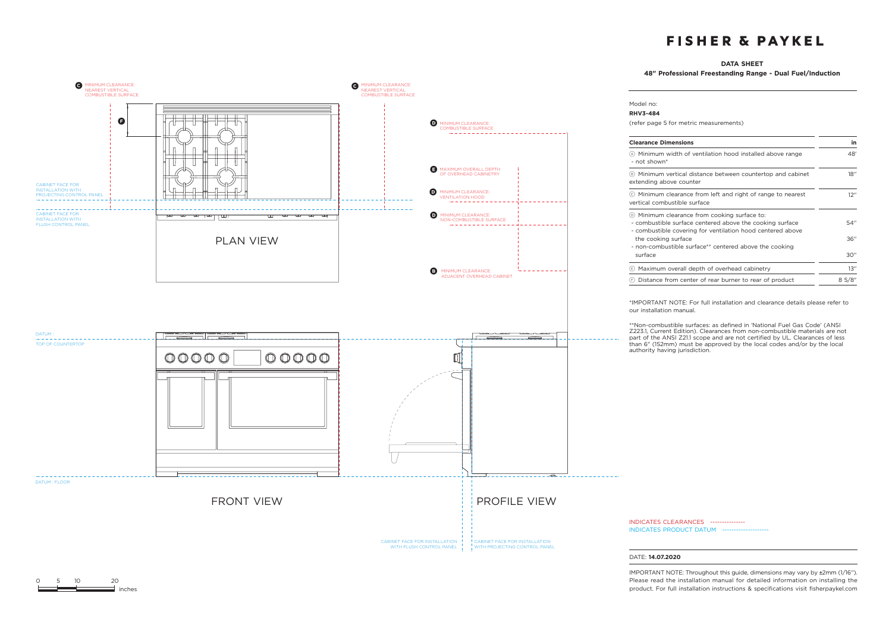# FISHER & PAYKEL

**DATA SHEET**

**48" Professional Freestanding Range - Dual Fuel/Induction**

Model no:

**RHV3-484**

(refer page 5 for metric measurements)

| **Clearance Dimensions** | **in** |
|---|---|
| Ⓐ Minimum width of ventilation hood installed above range - not shown* | 48' |
| Ⓑ Minimum vertical distance between countertop and cabinet extending above counter | 18" |
| Ⓒ Minimum clearance from left and right of range to nearest vertical combustible surface | 12" |
| Ⓓ Minimum clearance from cooking surface to:<br>- combustible surface centered above the cooking surface<br>- combustible covering for ventilation hood centered above the cooking surface<br>- non-combustible surface** centered above the cooking surface | <br>54"<br><br>36"<br><br>30" |
| Ⓔ Maximum overall depth of overhead cabinetry | 13" |
| Ⓕ Distance from center of rear burner to rear of product | 8 5/8" |

*IMPORTANT NOTE: For full installation and clearance details please refer to our installation manual.

**Non-combustible surfaces: as defined in 'National Fuel Gas Code' (ANSI Z223.1, Current Edition). Clearances from non-combustible materials are not part of the ANSI Z21.1 scope and are not certified by UL. Clearances of less than 6" (152mm) must be approved by the local codes and/or by the local authority having jurisdiction.

C MINIMUM CLEARANCE: NEAREST VERTICAL COMBUSTIBLE SURFACE

F

CABINET FACE FOR INSTALLATION WITH PROJECTING CONTROL PANEL

CABINET FACE FOR INSTALLATION WITH FLUSH CONTROL PANEL

PLAN VIEW

D MINIMUM CLEARANCE: COMBUSTIBLE SURFACE

E MAXIMUM OVERALL DEPTH OF OVERHEAD CABINETRY

D MINIMUM CLEARANCE: VENTILATION HOOD

D MINIMUM CLEARANCE: NON-COMBUSTIBLE SURFACE

B MINIMUM CLEARANCE: ADJACENT OVERHEAD CABINET

DATUM : TOP OF COUNTERTOP

DATUM : FLOOR

FRONT VIEW

PROFILE VIEW

CABINET FACE FOR INSTALLATION WITH FLUSH CONTROL PANEL

CABINET FACE FOR INSTALLATION WITH PROJECTING CONTROL PANEL

0 5 10 20 inches

INDICATES CLEARANCES

INDICATES PRODUCT DATUM

DATE: **14.07.2020**

IMPORTANT NOTE: Throughout this guide, dimensions may vary by ±2mm (1/16"). Please read the installation manual for detailed information on installing the product. For full installation instructions & specifications visit fisherpaykel.com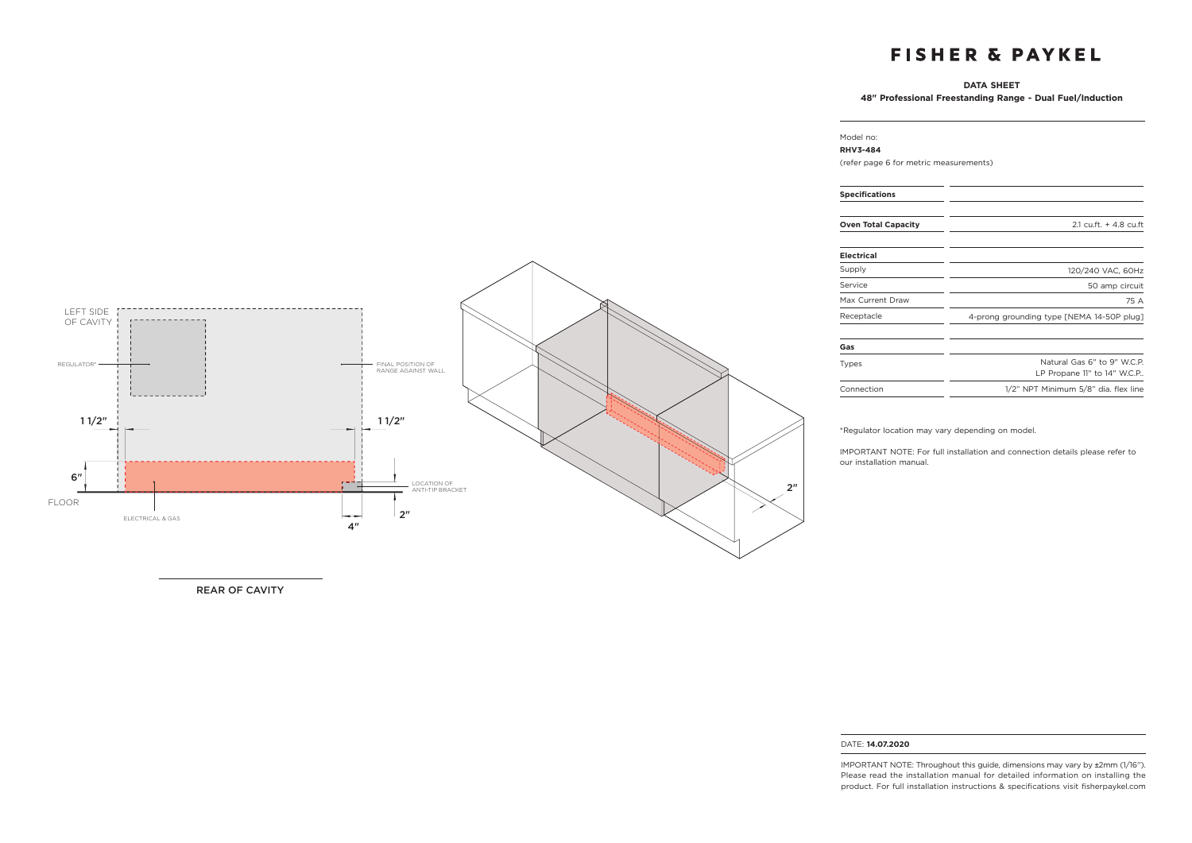# FISHER & PAYKEL

**DATA SHEET**

**48" Professional Freestanding Range - Dual Fuel/Induction**

Model no:

**RHV3-484**

(refer page 6 for metric measurements)

| **Specifications** | |
|---|---|
| **Oven Total Capacity** | 2.1 cu.ft. + 4.8 cu.ft |
| **Electrical** | |
| Supply | 120/240 VAC, 60Hz |
| Service | 50 amp circuit |
| Max Current Draw | 75 A |
| Receptacle | 4-prong grounding type [NEMA 14-50P plug] |
| **Gas** | |
| Types | Natural Gas 6" to 9" W.C.P. LP Propane 11" to 14" W.C.P.. |
| Connection | 1/2" NPT Minimum 5/8" dia. flex line |

*Regulator location may vary depending on model.

IMPORTANT NOTE: For full installation and connection details please refer to our installation manual.

LEFT SIDE OF CAVITY

REGULATOR*

FINAL POSITION OF RANGE AGAINST WALL

1 1/2"

1 1/2"

6"

FLOOR

LOCATION OF ANTI-TIP BRACKET

ELECTRICAL & GAS

2"

4"

2"

REAR OF CAVITY

DATE: **14.07.2020**

IMPORTANT NOTE: Throughout this guide, dimensions may vary by ±2mm (1/16"). Please read the installation manual for detailed information on installing the product. For full installation instructions & specifications visit fisherpaykel.com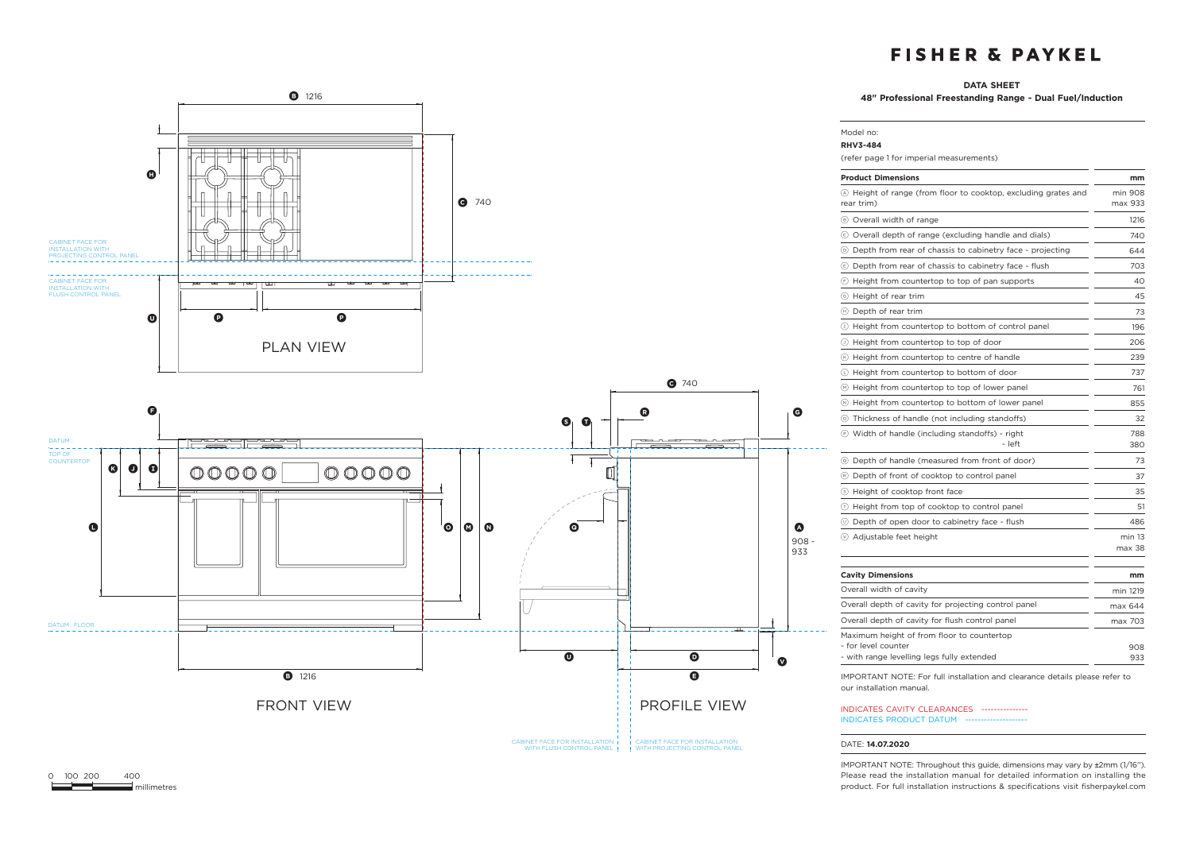FISHER & PAYKEL

## DATA SHEET

**48" Professional Freestanding Range - Dual Fuel/Induction**

Model no:

**RHV3-484**

(refer page 1 for imperial measurements)

| **Product Dimensions** | **mm** |
|---|---|
| Ⓐ Height of range (from floor to cooktop, excluding grates and rear trim) | min 908 max 933 |
| Ⓑ Overall width of range | 1216 |
| Ⓒ Overall depth of range (excluding handle and dials) | 740 |
| Ⓓ Depth from rear of chassis to cabinetry face - projecting | 644 |
| Ⓔ Depth from rear of chassis to cabinetry face - flush | 703 |
| Ⓕ Height from countertop to top of pan supports | 40 |
| Ⓖ Height of rear trim | 45 |
| Ⓗ Depth of rear trim | 73 |
| Ⓘ Height from countertop to bottom of control panel | 196 |
| Ⓙ Height from countertop to top of door | 206 |
| Ⓚ Height from countertop to centre of handle | 239 |
| Ⓛ Height from countertop to bottom of door | 737 |
| Ⓜ Height from countertop to top of lower panel | 761 |
| Ⓝ Height from countertop to bottom of lower panel | 855 |
| Ⓞ Thickness of handle (not including standoffs) | 32 |
| Ⓟ Width of handle (including standoffs) - right<br>- left | 788<br>380 |
| Ⓠ Depth of handle (measured from front of door) | 73 |
| Ⓡ Depth of front of cooktop to control panel | 37 |
| Ⓢ Height of cooktop front face | 35 |
| Ⓣ Height from top of cooktop to control panel | 51 |
| Ⓤ Depth of open door to cabinetry face - flush | 486 |
| Ⓥ Adjustable feet height | min 13 max 38 |

| **Cavity Dimensions** | **mm** |
|---|---|
| Overall width of cavity | min 1219 |
| Overall depth of cavity for projecting control panel | max 644 |
| Overall depth of cavity for flush control panel | max 703 |
| Maximum height of from floor to countertop<br>- for level counter<br>- with range levelling legs fully extended | <br>908<br>933 |

IMPORTANT NOTE: For full installation and clearance details please refer to our installation manual.

INDICATES CAVITY CLEARANCES

INDICATES PRODUCT DATUM

DATE: **14.07.2020**

IMPORTANT NOTE: Throughout this guide, dimensions may vary by ±2mm (1/16"). Please read the installation manual for detailed information on installing the product. For full installation instructions & specifications visit fisherpaykel.com

PLAN VIEW

FRONT VIEW

PROFILE VIEW

CABINET FACE FOR INSTALLATION WITH PROJECTING CONTROL PANEL

CABINET FACE FOR INSTALLATION WITH FLUSH CONTROL PANEL

DATUM : TOP OF COUNTERTOP

DATUM : FLOOR

Ⓑ 1216

Ⓒ 740

Ⓐ 908 - 933

0 100 200 400 millimetres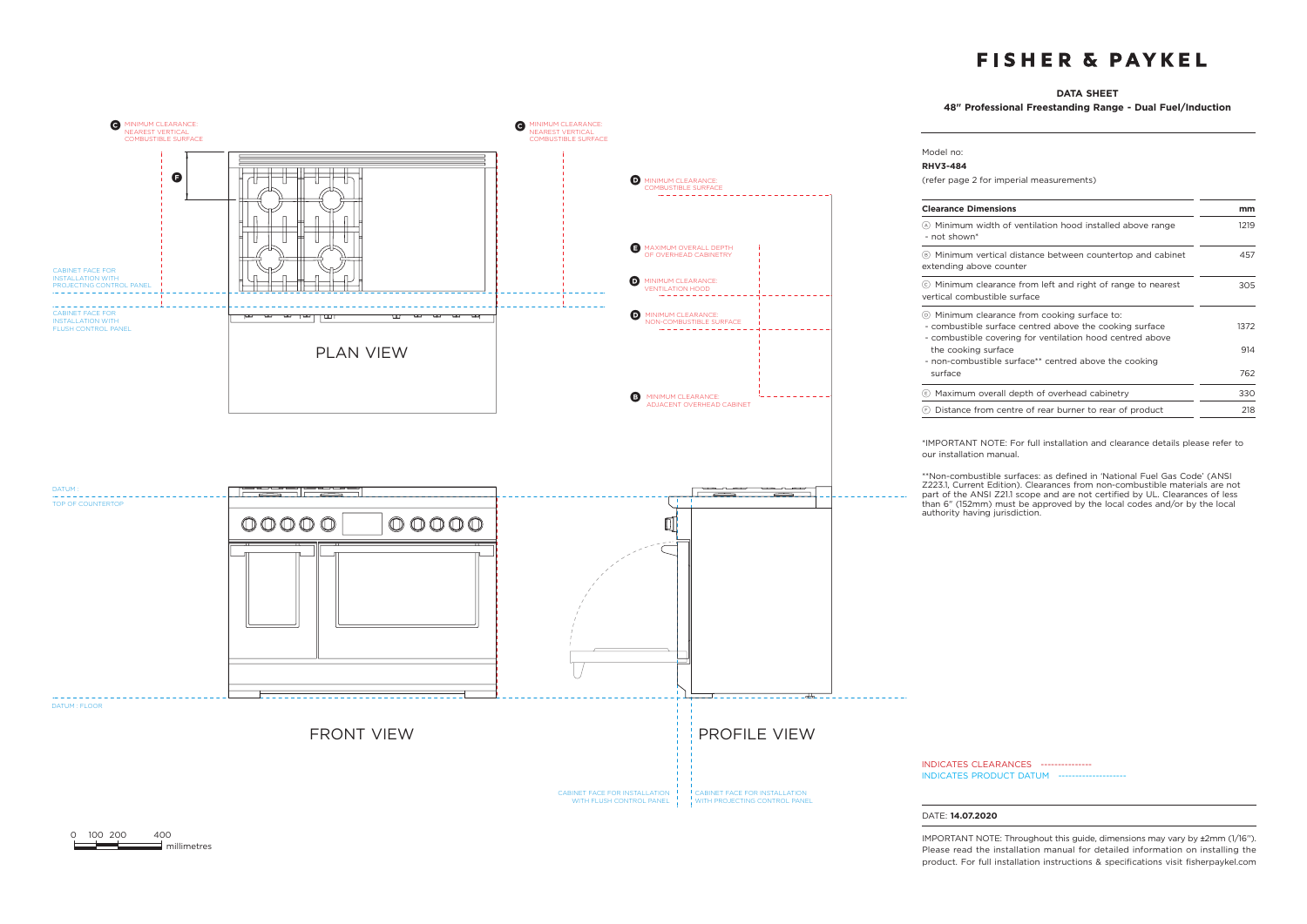# FISHER & PAYKEL

**DATA SHEET**

**48" Professional Freestanding Range - Dual Fuel/Induction**

Model no:

**RHV3-484**

(refer page 2 for imperial measurements)

| Clearance Dimensions | mm |
|---|---|
| Ⓐ Minimum width of ventilation hood installed above range - not shown* | 1219 |
| Ⓑ Minimum vertical distance between countertop and cabinet extending above counter | 457 |
| Ⓒ Minimum clearance from left and right of range to nearest vertical combustible surface | 305 |
| Ⓓ Minimum clearance from cooking surface to: | |
| - combustible surface centred above the cooking surface | 1372 |
| - combustible covering for ventilation hood centred above the cooking surface | 914 |
| - non-combustible surface** centred above the cooking surface | 762 |
| Ⓔ Maximum overall depth of overhead cabinetry | 330 |
| Ⓕ Distance from centre of rear burner to rear of product | 218 |

*IMPORTANT NOTE: For full installation and clearance details please refer to our installation manual.

**Non-combustible surfaces: as defined in 'National Fuel Gas Code' (ANSI Z223.1, Current Edition). Clearances from non-combustible materials are not part of the ANSI Z21.1 scope and are not certified by UL. Clearances of less than 6" (152mm) must be approved by the local codes and/or by the local authority having jurisdiction.

PLAN VIEW

C MINIMUM CLEARANCE: NEAREST VERTICAL COMBUSTIBLE SURFACE

F

CABINET FACE FOR INSTALLATION WITH PROJECTING CONTROL PANEL

CABINET FACE FOR INSTALLATION WITH FLUSH CONTROL PANEL

D MINIMUM CLEARANCE: COMBUSTIBLE SURFACE

E MAXIMUM OVERALL DEPTH OF OVERHEAD CABINETRY

D MINIMUM CLEARANCE: VENTILATION HOOD

D MINIMUM CLEARANCE: NON-COMBUSTIBLE SURFACE

B MINIMUM CLEARANCE: ADJACENT OVERHEAD CABINET

DATUM : TOP OF COUNTERTOP

DATUM : FLOOR

FRONT VIEW

PROFILE VIEW

CABINET FACE FOR INSTALLATION WITH FLUSH CONTROL PANEL

CABINET FACE FOR INSTALLATION WITH PROJECTING CONTROL PANEL

0 100 200 400 millimetres

INDICATES CLEARANCES

INDICATES PRODUCT DATUM

DATE: **14.07.2020**

IMPORTANT NOTE: Throughout this guide, dimensions may vary by ±2mm (1/16"). Please read the installation manual for detailed information on installing the product. For full installation instructions & specifications visit fisherpaykel.com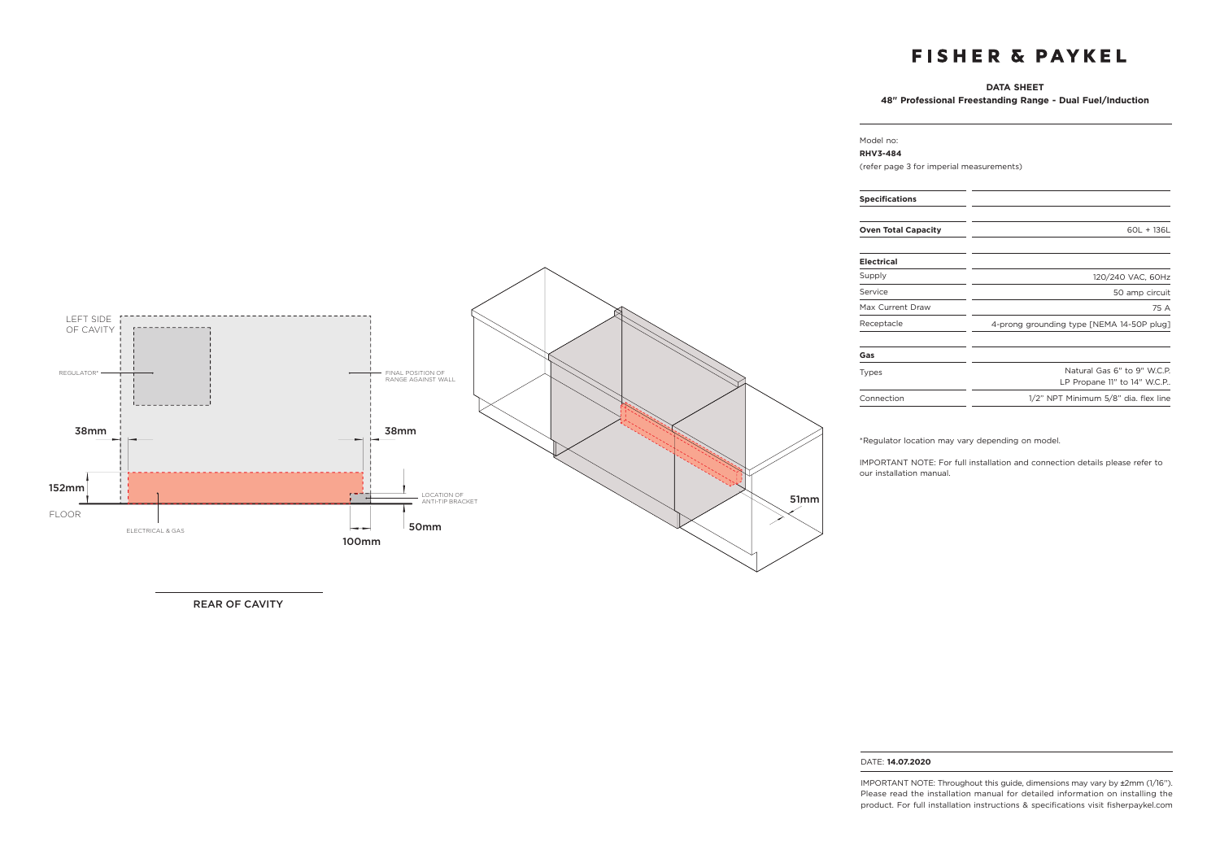LEFT SIDE OF CAVITY

REGULATOR*

FINAL POSITION OF RANGE AGAINST WALL

38mm

38mm

152mm

FLOOR

ELECTRICAL & GAS

LOCATION OF ANTI-TIP BRACKET

50mm

100mm

51mm

REAR OF CAVITY

# FISHER & PAYKEL

**DATA SHEET**

**48" Professional Freestanding Range - Dual Fuel/Induction**

Model no:

**RHV3-484**

(refer page 3 for imperial measurements)

| **Specifications** | |
|---|---|
| **Oven Total Capacity** | 60L + 136L |
| **Electrical** | |
| Supply | 120/240 VAC, 60Hz |
| Service | 50 amp circuit |
| Max Current Draw | 75 A |
| Receptacle | 4-prong grounding type [NEMA 14-50P plug] |
| **Gas** | |
| Types | Natural Gas 6" to 9" W.C.P.<br>LP Propane 11" to 14" W.C.P.. |
| Connection | 1/2" NPT Minimum 5/8" dia. flex line |

*Regulator location may vary depending on model.

IMPORTANT NOTE: For full installation and connection details please refer to our installation manual.

DATE: **14.07.2020**

IMPORTANT NOTE: Throughout this guide, dimensions may vary by ±2mm (1/16"). Please read the installation manual for detailed information on installing the product. For full installation instructions & specifications visit fisherpaykel.com